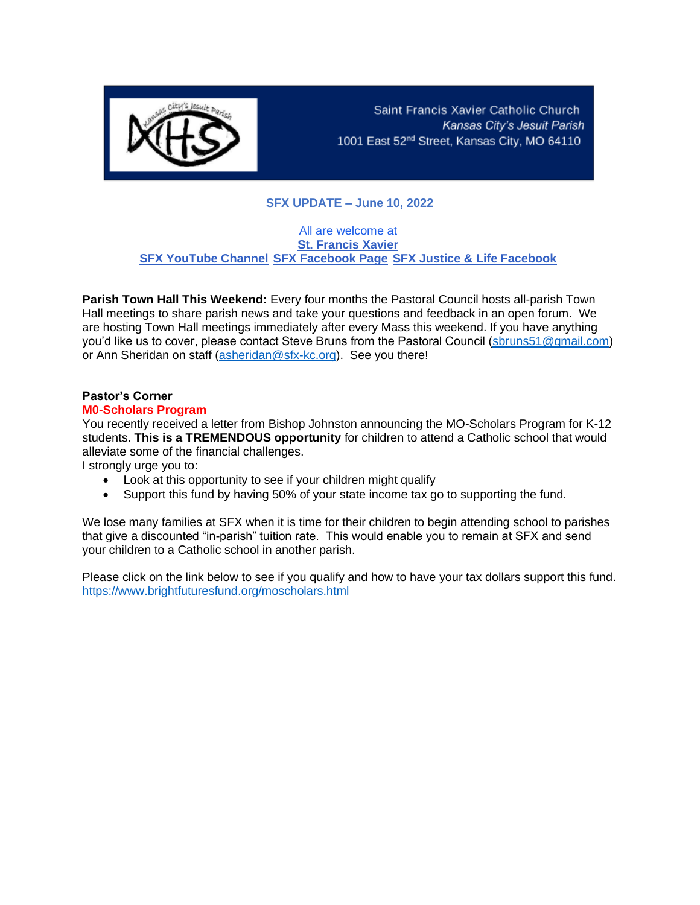Saint Francis Xavier Catholic Church
*Kansas City's Jesuit Parish*
1001 East 52nd Street, Kansas City, MO 64110

## SFX UPDATE – June 10, 2022

All are welcome at
**St. Francis Xavier**
**SFX YouTube Channel** **SFX Facebook Page** **SFX Justice & Life Facebook**

**Parish Town Hall This Weekend:** Every four months the Pastoral Council hosts all-parish Town Hall meetings to share parish news and take your questions and feedback in an open forum. We are hosting Town Hall meetings immediately after every Mass this weekend. If you have anything you'd like us to cover, please contact Steve Bruns from the Pastoral Council (sbruns51@gmail.com) or Ann Sheridan on staff (asheridan@sfx-kc.org). See you there!

### Pastor's Corner

**M0-Scholars Program**

You recently received a letter from Bishop Johnston announcing the MO-Scholars Program for K-12 students. **This is a TREMENDOUS opportunity** for children to attend a Catholic school that would alleviate some of the financial challenges.

I strongly urge you to:

- Look at this opportunity to see if your children might qualify
- Support this fund by having 50% of your state income tax go to supporting the fund.

We lose many families at SFX when it is time for their children to begin attending school to parishes that give a discounted "in-parish" tuition rate. This would enable you to remain at SFX and send your children to a Catholic school in another parish.

Please click on the link below to see if you qualify and how to have your tax dollars support this fund.
https://www.brightfuturesfund.org/moscholars.html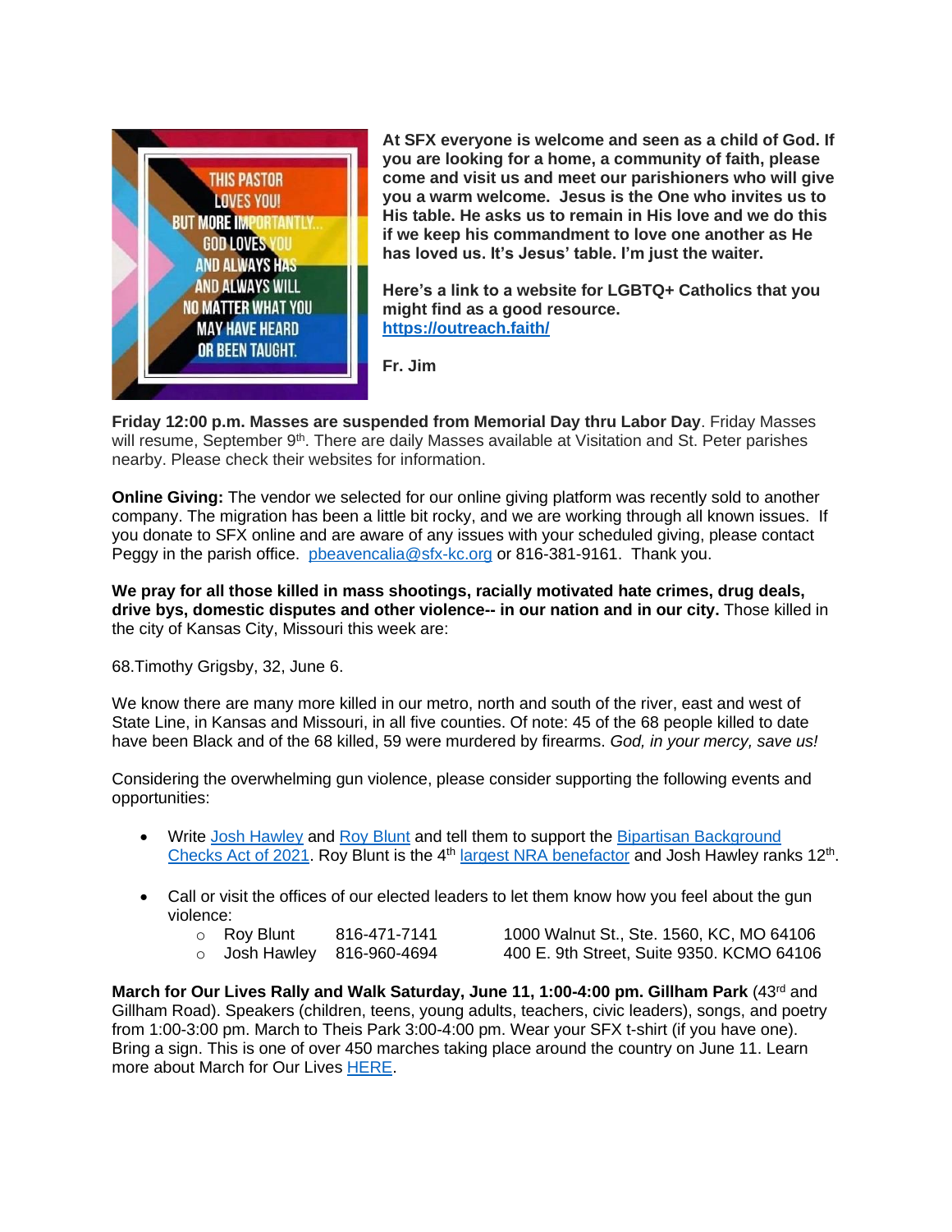THIS PASTOR LOVES YOU! BUT MORE IMPORTANTLY... GOD LOVES YOU AND ALWAYS HAS AND ALWAYS WILL NO MATTER WHAT YOU MAY HAVE HEARD OR BEEN TAUGHT.

**At SFX everyone is welcome and seen as a child of God. If you are looking for a home, a community of faith, please come and visit us and meet our parishioners who will give you a warm welcome. Jesus is the One who invites us to His table. He asks us to remain in His love and we do this if we keep his commandment to love one another as He has loved us. It's Jesus' table. I'm just the waiter.**

**Here's a link to a website for LGBTQ+ Catholics that you might find as a good resource.**
**https://outreach.faith/**

**Fr. Jim**

**Friday 12:00 p.m. Masses are suspended from Memorial Day thru Labor Day**. Friday Masses will resume, September 9th. There are daily Masses available at Visitation and St. Peter parishes nearby. Please check their websites for information.

**Online Giving:** The vendor we selected for our online giving platform was recently sold to another company. The migration has been a little bit rocky, and we are working through all known issues. If you donate to SFX online and are aware of any issues with your scheduled giving, please contact Peggy in the parish office. pbeavencalia@sfx-kc.org or 816-381-9161. Thank you.

**We pray for all those killed in mass shootings, racially motivated hate crimes, drug deals, drive bys, domestic disputes and other violence-- in our nation and in our city.** Those killed in the city of Kansas City, Missouri this week are:

68.Timothy Grigsby, 32, June 6.

We know there are many more killed in our metro, north and south of the river, east and west of State Line, in Kansas and Missouri, in all five counties. Of note: 45 of the 68 people killed to date have been Black and of the 68 killed, 59 were murdered by firearms. *God, in your mercy, save us!*

Considering the overwhelming gun violence, please consider supporting the following events and opportunities:

- Write Josh Hawley and Roy Blunt and tell them to support the Bipartisan Background Checks Act of 2021. Roy Blunt is the 4th largest NRA benefactor and Josh Hawley ranks 12th.
- Call or visit the offices of our elected leaders to let them know how you feel about the gun violence:
  - Roy Blunt 816-471-7141 1000 Walnut St., Ste. 1560, KC, MO 64106
  - Josh Hawley 816-960-4694 400 E. 9th Street, Suite 9350. KCMO 64106

**March for Our Lives Rally and Walk Saturday, June 11, 1:00-4:00 pm. Gillham Park** (43rd and Gillham Road). Speakers (children, teens, young adults, teachers, civic leaders), songs, and poetry from 1:00-3:00 pm. March to Theis Park 3:00-4:00 pm. Wear your SFX t-shirt (if you have one). Bring a sign. This is one of over 450 marches taking place around the country on June 11. Learn more about March for Our Lives HERE.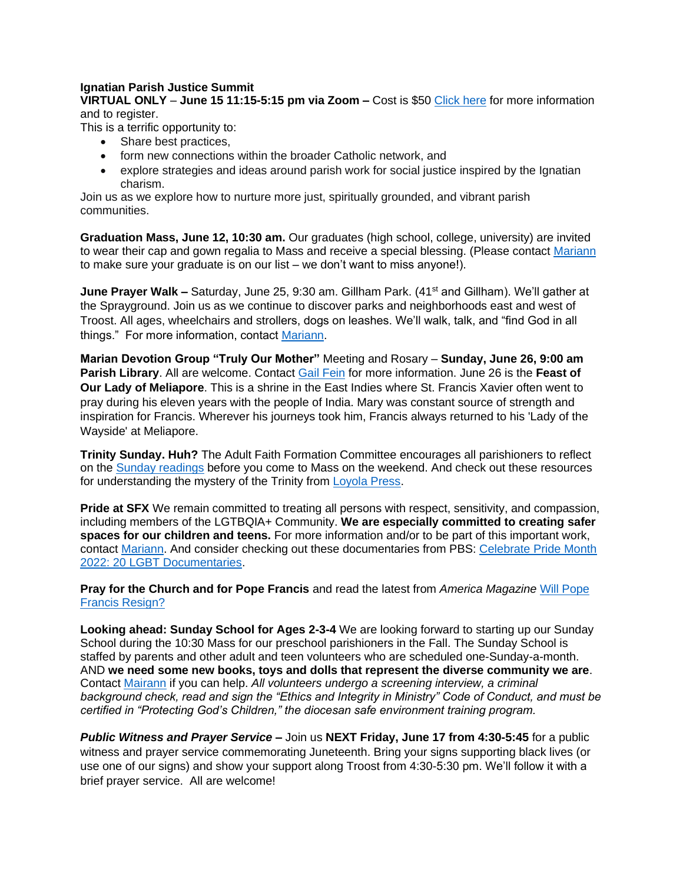**Ignatian Parish Justice Summit**
**VIRTUAL ONLY** – **June 15 11:15-5:15 pm via Zoom –** Cost is $50 Click here for more information and to register.
This is a terrific opportunity to:

- Share best practices,
- form new connections within the broader Catholic network, and
- explore strategies and ideas around parish work for social justice inspired by the Ignatian charism.

Join us as we explore how to nurture more just, spiritually grounded, and vibrant parish communities.

**Graduation Mass, June 12, 10:30 am.** Our graduates (high school, college, university) are invited to wear their cap and gown regalia to Mass and receive a special blessing. (Please contact Mariann to make sure your graduate is on our list – we don't want to miss anyone!).

**June Prayer Walk –** Saturday, June 25, 9:30 am. Gillham Park. (41st and Gillham). We'll gather at the Sprayground. Join us as we continue to discover parks and neighborhoods east and west of Troost. All ages, wheelchairs and strollers, dogs on leashes. We'll walk, talk, and "find God in all things." For more information, contact Mariann.

**Marian Devotion Group "Truly Our Mother"** Meeting and Rosary – **Sunday, June 26, 9:00 am Parish Library**. All are welcome. Contact Gail Fein for more information. June 26 is the **Feast of Our Lady of Meliapore**. This is a shrine in the East Indies where St. Francis Xavier often went to pray during his eleven years with the people of India. Mary was constant source of strength and inspiration for Francis. Wherever his journeys took him, Francis always returned to his 'Lady of the Wayside' at Meliapore.

**Trinity Sunday. Huh?** The Adult Faith Formation Committee encourages all parishioners to reflect on the Sunday readings before you come to Mass on the weekend. And check out these resources for understanding the mystery of the Trinity from Loyola Press.

**Pride at SFX** We remain committed to treating all persons with respect, sensitivity, and compassion, including members of the LGTBQIA+ Community. **We are especially committed to creating safer spaces for our children and teens.** For more information and/or to be part of this important work, contact Mariann. And consider checking out these documentaries from PBS: Celebrate Pride Month 2022: 20 LGBT Documentaries.

**Pray for the Church and for Pope Francis** and read the latest from *America Magazine* Will Pope Francis Resign?

**Looking ahead: Sunday School for Ages 2-3-4** We are looking forward to starting up our Sunday School during the 10:30 Mass for our preschool parishioners in the Fall. The Sunday School is staffed by parents and other adult and teen volunteers who are scheduled one-Sunday-a-month. AND **we need some new books, toys and dolls that represent the diverse community we are**. Contact Mairann if you can help. *All volunteers undergo a screening interview, a criminal background check, read and sign the "Ethics and Integrity in Ministry" Code of Conduct, and must be certified in "Protecting God's Children," the diocesan safe environment training program.*

***Public Witness and Prayer Service* –** Join us **NEXT Friday, June 17 from 4:30-5:45** for a public witness and prayer service commemorating Juneteenth. Bring your signs supporting black lives (or use one of our signs) and show your support along Troost from 4:30-5:30 pm. We'll follow it with a brief prayer service. All are welcome!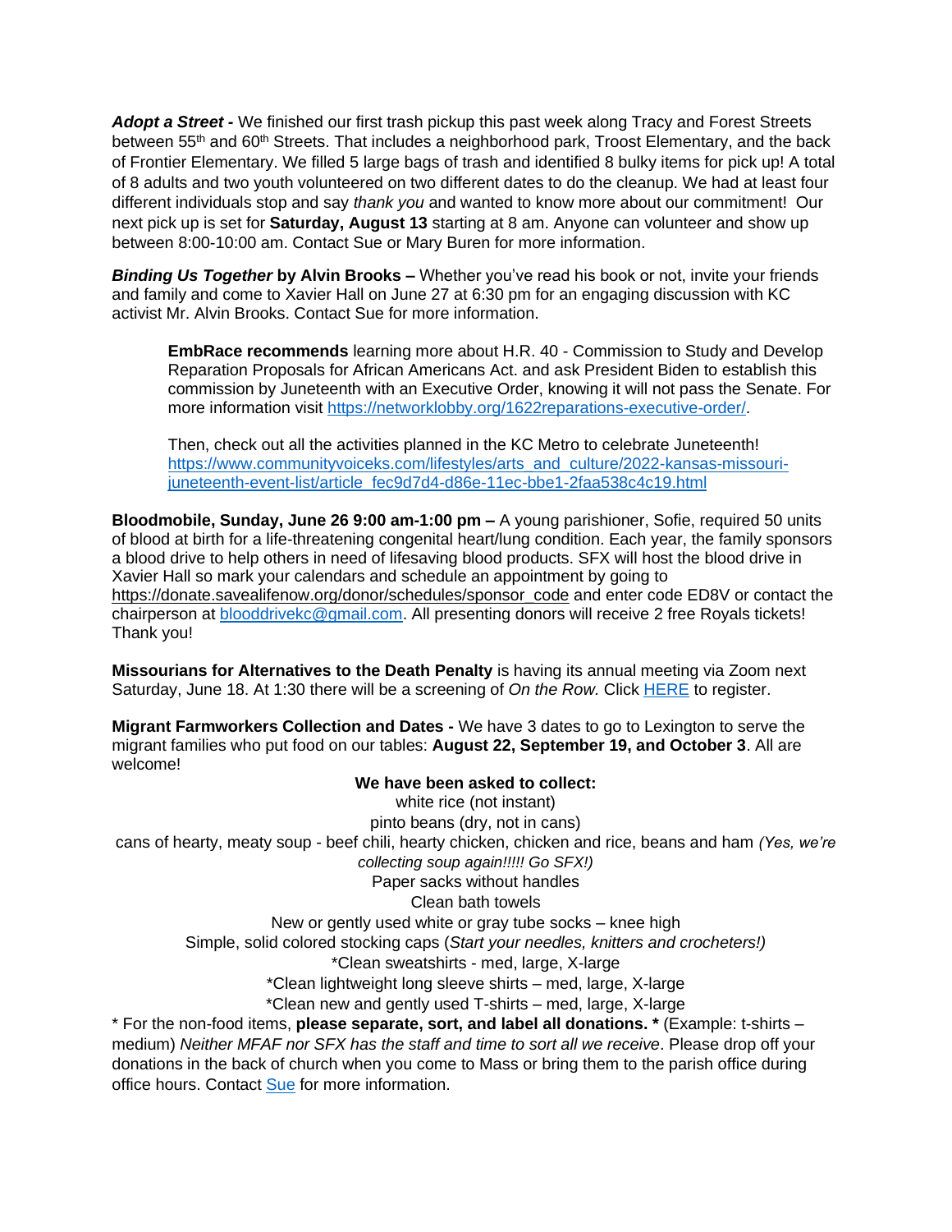***Adopt a Street* -** We finished our first trash pickup this past week along Tracy and Forest Streets between 55th and 60th Streets. That includes a neighborhood park, Troost Elementary, and the back of Frontier Elementary. We filled 5 large bags of trash and identified 8 bulky items for pick up! A total of 8 adults and two youth volunteered on two different dates to do the cleanup. We had at least four different individuals stop and say *thank you* and wanted to know more about our commitment! Our next pick up is set for **Saturday, August 13** starting at 8 am. Anyone can volunteer and show up between 8:00-10:00 am. Contact Sue or Mary Buren for more information.

***Binding Us Together* by Alvin Brooks –** Whether you've read his book or not, invite your friends and family and come to Xavier Hall on June 27 at 6:30 pm for an engaging discussion with KC activist Mr. Alvin Brooks. Contact Sue for more information.

> **EmbRace recommends** learning more about H.R. 40 - Commission to Study and Develop Reparation Proposals for African Americans Act. and ask President Biden to establish this commission by Juneteenth with an Executive Order, knowing it will not pass the Senate. For more information visit https://networklobby.org/1622reparations-executive-order/.
>
> Then, check out all the activities planned in the KC Metro to celebrate Juneteenth! https://www.communityvoiceks.com/lifestyles/arts_and_culture/2022-kansas-missouri-juneteenth-event-list/article_fec9d7d4-d86e-11ec-bbe1-2faa538c4c19.html

**Bloodmobile, Sunday, June 26 9:00 am-1:00 pm –** A young parishioner, Sofie, required 50 units of blood at birth for a life-threatening congenital heart/lung condition. Each year, the family sponsors a blood drive to help others in need of lifesaving blood products. SFX will host the blood drive in Xavier Hall so mark your calendars and schedule an appointment by going to https://donate.savealifenow.org/donor/schedules/sponsor_code and enter code ED8V or contact the chairperson at blooddrivekc@gmail.com. All presenting donors will receive 2 free Royals tickets! Thank you!

**Missourians for Alternatives to the Death Penalty** is having its annual meeting via Zoom next Saturday, June 18. At 1:30 there will be a screening of *On the Row.* Click HERE to register.

**Migrant Farmworkers Collection and Dates -** We have 3 dates to go to Lexington to serve the migrant families who put food on our tables: **August 22, September 19, and October 3**. All are welcome!

**We have been asked to collect:**

white rice (not instant)

pinto beans (dry, not in cans)

cans of hearty, meaty soup - beef chili, hearty chicken, chicken and rice, beans and ham *(Yes, we're collecting soup again!!!!! Go SFX!)*

Paper sacks without handles

Clean bath towels

New or gently used white or gray tube socks – knee high

Simple, solid colored stocking caps (*Start your needles, knitters and crocheters!)*

*Clean sweatshirts - med, large, X-large

*Clean lightweight long sleeve shirts – med, large, X-large

*Clean new and gently used T-shirts – med, large, X-large

\* For the non-food items, **please separate, sort, and label all donations. \*** (Example: t-shirts – medium) *Neither MFAF nor SFX has the staff and time to sort all we receive*. Please drop off your donations in the back of church when you come to Mass or bring them to the parish office during office hours. Contact Sue for more information.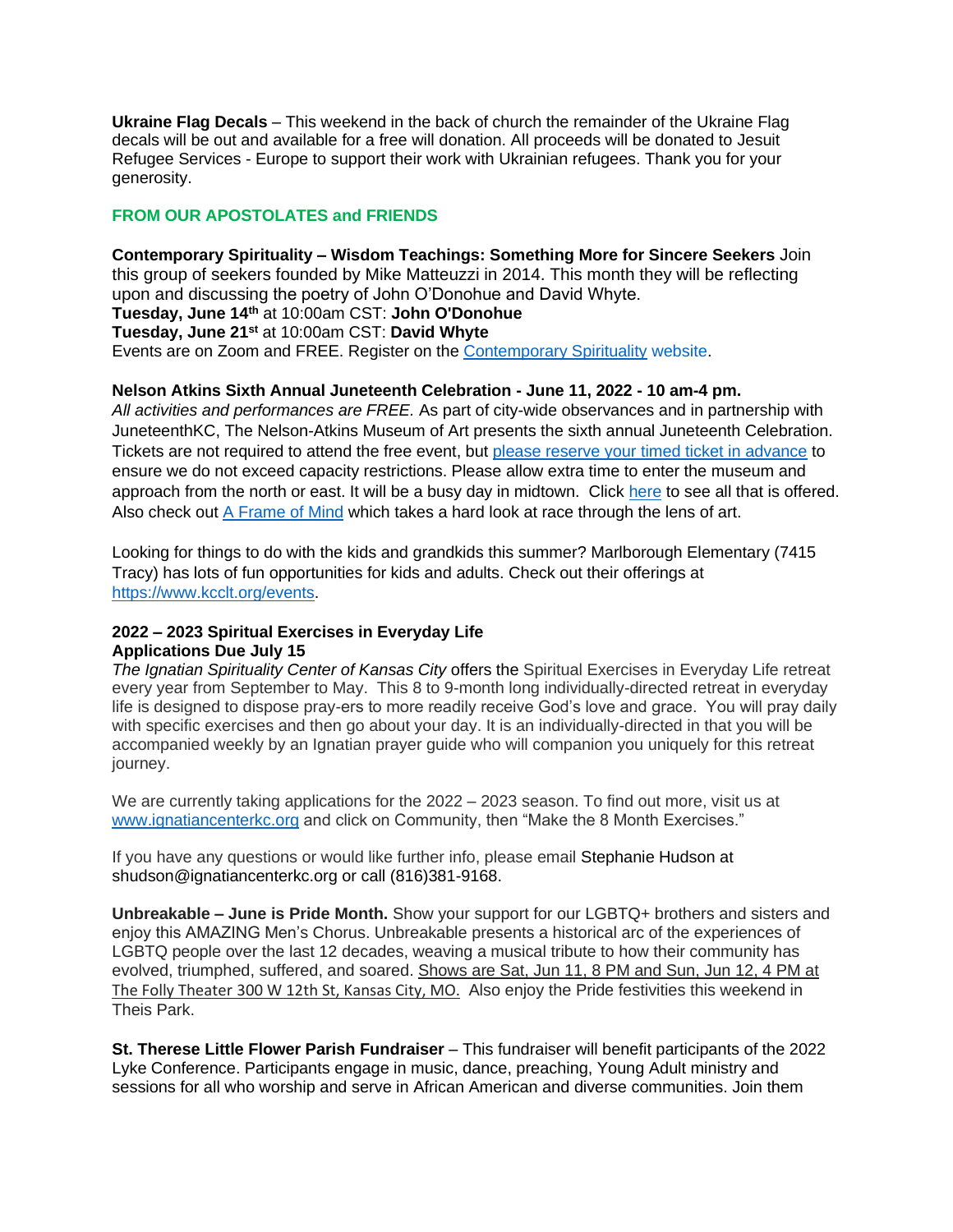**Ukraine Flag Decals** – This weekend in the back of church the remainder of the Ukraine Flag decals will be out and available for a free will donation. All proceeds will be donated to Jesuit Refugee Services - Europe to support their work with Ukrainian refugees. Thank you for your generosity.

## FROM OUR APOSTOLATES and FRIENDS

**Contemporary Spirituality – Wisdom Teachings: Something More for Sincere Seekers** Join this group of seekers founded by Mike Matteuzzi in 2014. This month they will be reflecting upon and discussing the poetry of John O'Donohue and David Whyte.
**Tuesday, June 14th** at 10:00am CST: **John O'Donohue**
**Tuesday, June 21st** at 10:00am CST: **David Whyte**
Events are on Zoom and FREE. Register on the Contemporary Spirituality website.

**Nelson Atkins Sixth Annual Juneteenth Celebration - June 11, 2022 - 10 am-4 pm.**
*All activities and performances are FREE.* As part of city-wide observances and in partnership with JuneteenthKC, The Nelson-Atkins Museum of Art presents the sixth annual Juneteenth Celebration. Tickets are not required to attend the free event, but please reserve your timed ticket in advance to ensure we do not exceed capacity restrictions. Please allow extra time to enter the museum and approach from the north or east. It will be a busy day in midtown. Click here to see all that is offered. Also check out A Frame of Mind which takes a hard look at race through the lens of art.

Looking for things to do with the kids and grandkids this summer? Marlborough Elementary (7415 Tracy) has lots of fun opportunities for kids and adults. Check out their offerings at https://www.kcclt.org/events.

**2022 – 2023 Spiritual Exercises in Everyday Life**
**Applications Due July 15**
*The Ignatian Spirituality Center of Kansas City* offers the Spiritual Exercises in Everyday Life retreat every year from September to May. This 8 to 9-month long individually-directed retreat in everyday life is designed to dispose pray-ers to more readily receive God's love and grace. You will pray daily with specific exercises and then go about your day. It is an individually-directed in that you will be accompanied weekly by an Ignatian prayer guide who will companion you uniquely for this retreat journey.

We are currently taking applications for the 2022 – 2023 season. To find out more, visit us at www.ignatiancenterkc.org and click on Community, then "Make the 8 Month Exercises."

If you have any questions or would like further info, please email Stephanie Hudson at shudson@ignatiancenterkc.org or call (816)381-9168.

**Unbreakable – June is Pride Month.** Show your support for our LGBTQ+ brothers and sisters and enjoy this AMAZING Men's Chorus. Unbreakable presents a historical arc of the experiences of LGBTQ people over the last 12 decades, weaving a musical tribute to how their community has evolved, triumphed, suffered, and soared. Shows are Sat, Jun 11, 8 PM and Sun, Jun 12, 4 PM at The Folly Theater 300 W 12th St, Kansas City, MO. Also enjoy the Pride festivities this weekend in Theis Park.

**St. Therese Little Flower Parish Fundraiser** – This fundraiser will benefit participants of the 2022 Lyke Conference. Participants engage in music, dance, preaching, Young Adult ministry and sessions for all who worship and serve in African American and diverse communities. Join them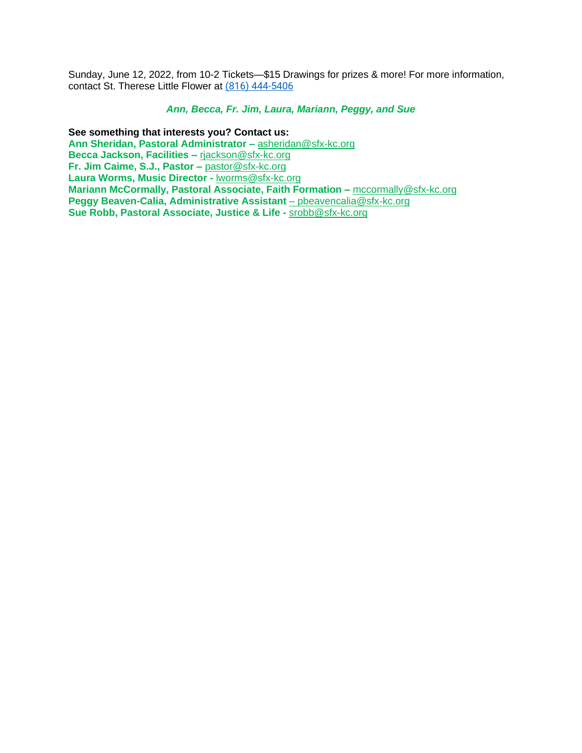Sunday, June 12, 2022, from 10-2 Tickets—$15 Drawings for prizes & more! For more information, contact St. Therese Little Flower at (816) 444-5406

***Ann, Becca, Fr. Jim, Laura, Mariann, Peggy, and Sue***

**See something that interests you? Contact us:**
**Ann Sheridan, Pastoral Administrator –** asheridan@sfx-kc.org
**Becca Jackson, Facilities –** rjackson@sfx-kc.org
**Fr. Jim Caime, S.J., Pastor –** pastor@sfx-kc.org
**Laura Worms, Music Director -** lworms@sfx-kc.org
**Mariann McCormally, Pastoral Associate, Faith Formation –** mccormally@sfx-kc.org
**Peggy Beaven-Calia, Administrative Assistant** – pbeavencalia@sfx-kc.org
**Sue Robb, Pastoral Associate, Justice & Life -** srobb@sfx-kc.org